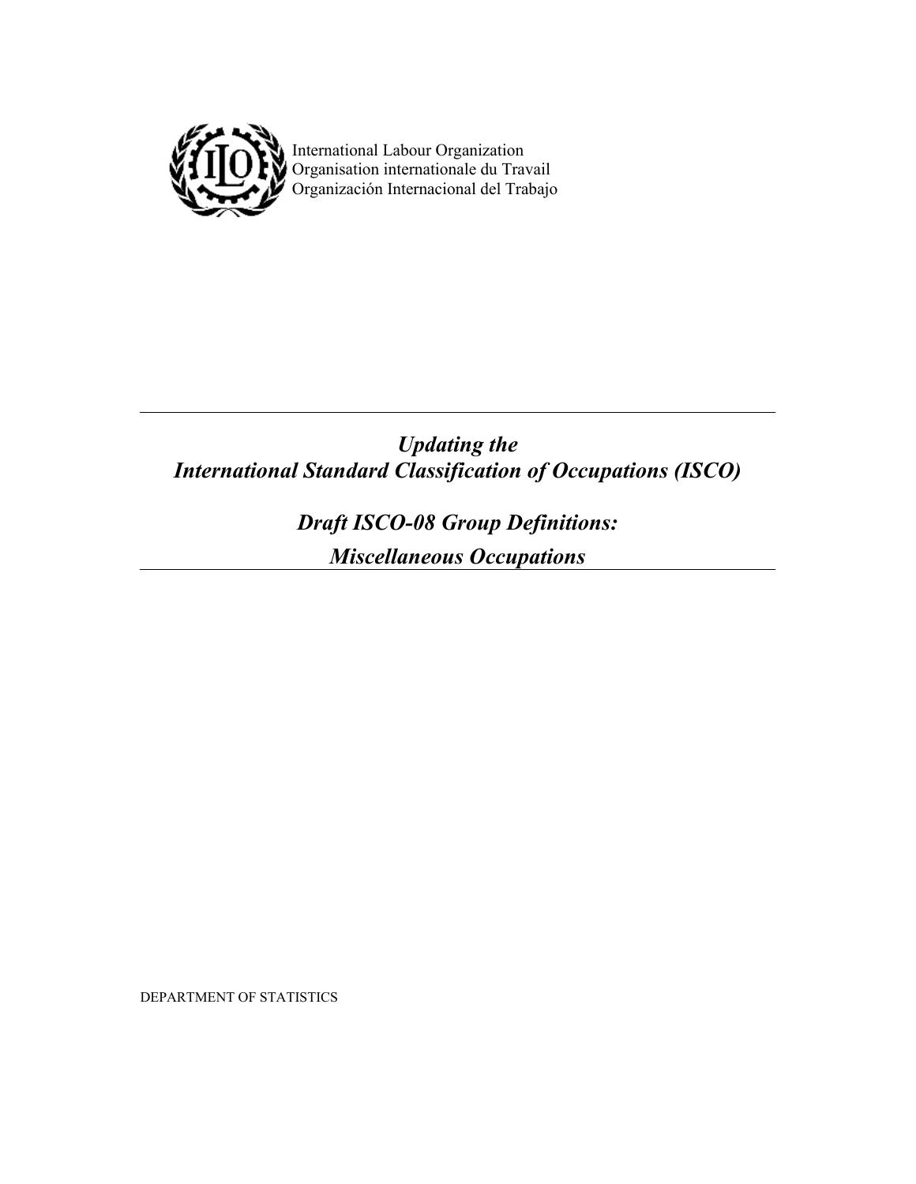International Labour Organization
Organisation internationale du Travail
Organización Internacional del Trabajo

---

# *Updating the International Standard Classification of Occupations (ISCO)*

## *Draft ISCO-08 Group Definitions: Miscellaneous Occupations*

---

DEPARTMENT OF STATISTICS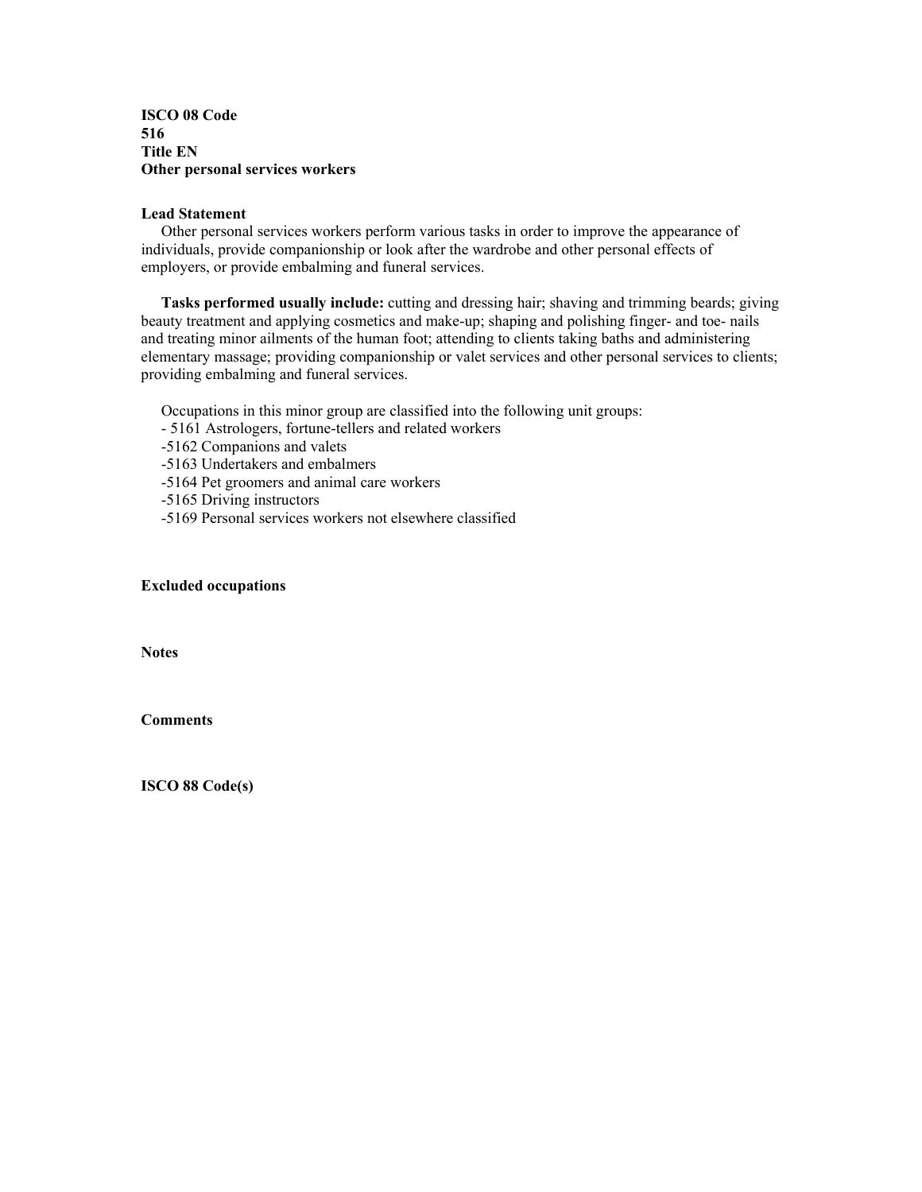**ISCO 08 Code**
**516**
**Title EN**
**Other personal services workers**

**Lead Statement**

Other personal services workers perform various tasks in order to improve the appearance of individuals, provide companionship or look after the wardrobe and other personal effects of employers, or provide embalming and funeral services.

**Tasks performed usually include:** cutting and dressing hair; shaving and trimming beards; giving beauty treatment and applying cosmetics and make-up; shaping and polishing finger- and toe- nails and treating minor ailments of the human foot; attending to clients taking baths and administering elementary massage; providing companionship or valet services and other personal services to clients; providing embalming and funeral services.

Occupations in this minor group are classified into the following unit groups:

- 5161 Astrologers, fortune-tellers and related workers
- 5162 Companions and valets
- 5163 Undertakers and embalmers
- 5164 Pet groomers and animal care workers
- 5165 Driving instructors
- 5169 Personal services workers not elsewhere classified

**Excluded occupations**

**Notes**

**Comments**

**ISCO 88 Code(s)**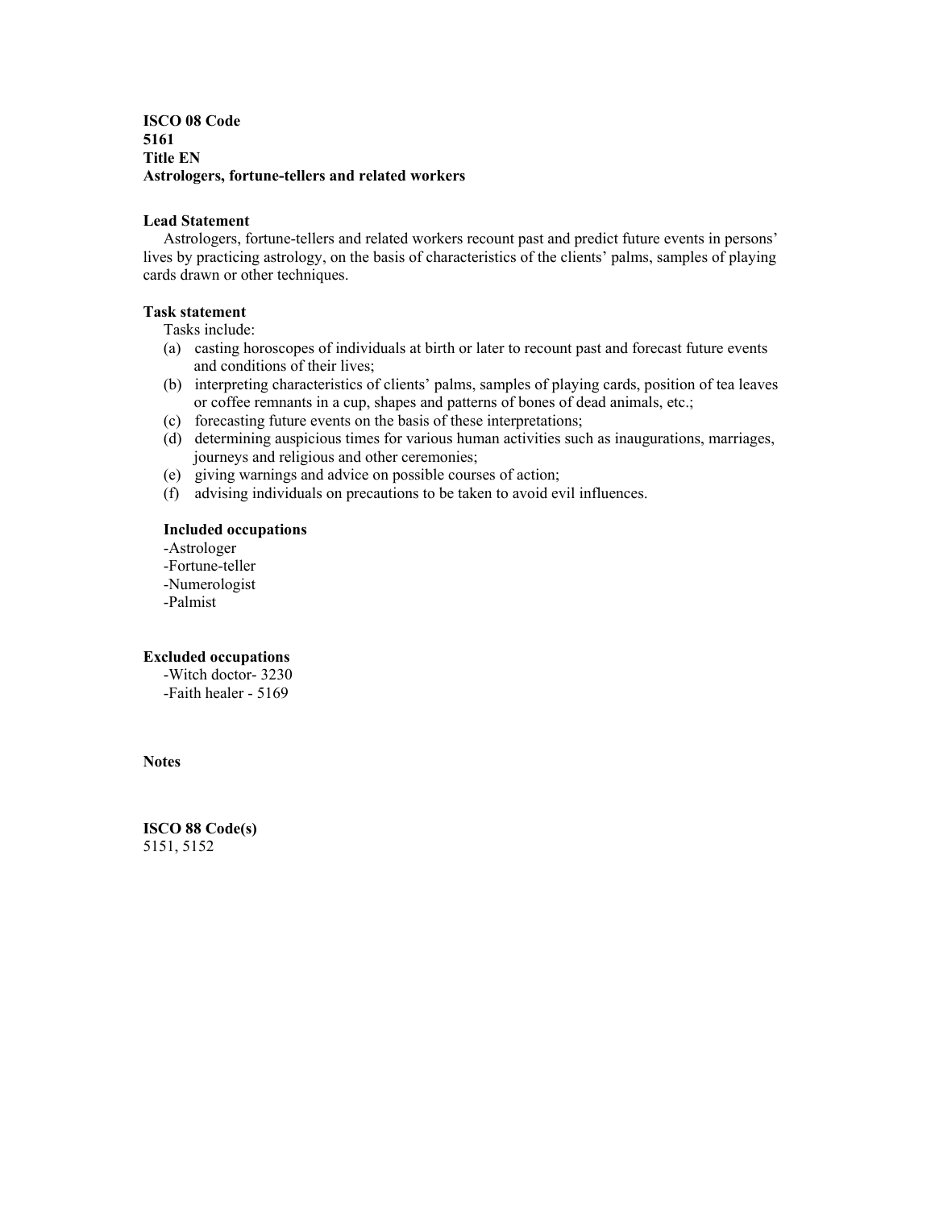**ISCO 08 Code**
**5161**
**Title EN**
**Astrologers, fortune-tellers and related workers**

**Lead Statement**

Astrologers, fortune-tellers and related workers recount past and predict future events in persons' lives by practicing astrology, on the basis of characteristics of the clients' palms, samples of playing cards drawn or other techniques.

**Task statement**

Tasks include:

(a) casting horoscopes of individuals at birth or later to recount past and forecast future events and conditions of their lives;
(b) interpreting characteristics of clients' palms, samples of playing cards, position of tea leaves or coffee remnants in a cup, shapes and patterns of bones of dead animals, etc.;
(c) forecasting future events on the basis of these interpretations;
(d) determining auspicious times for various human activities such as inaugurations, marriages, journeys and religious and other ceremonies;
(e) giving warnings and advice on possible courses of action;
(f) advising individuals on precautions to be taken to avoid evil influences.

**Included occupations**

-Astrologer
-Fortune-teller
-Numerologist
-Palmist

**Excluded occupations**

-Witch doctor- 3230
-Faith healer - 5169

**Notes**

**ISCO 88 Code(s)**
5151, 5152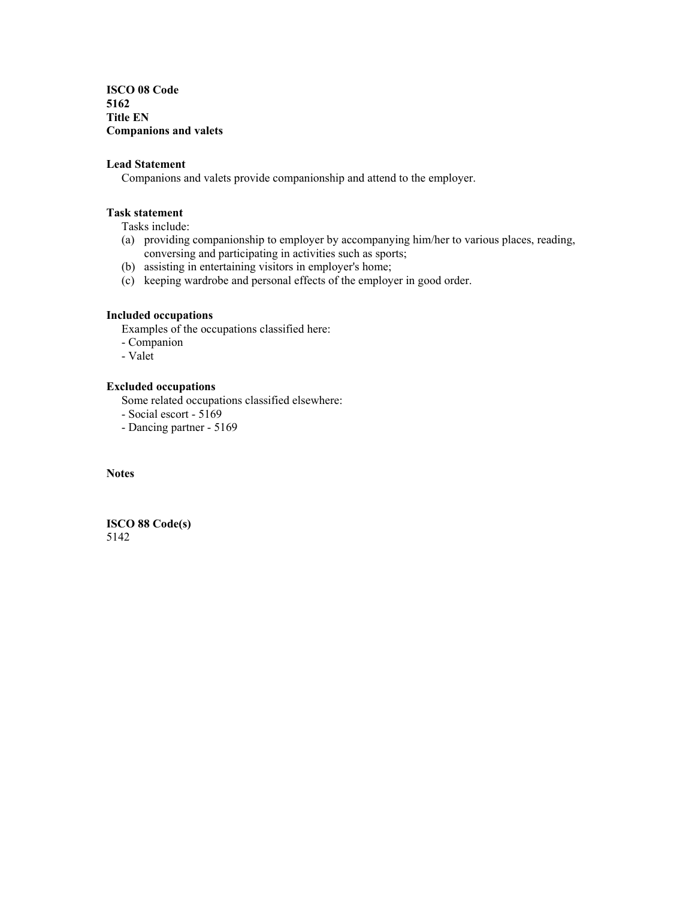**ISCO 08 Code**
**5162**
**Title EN**
**Companions and valets**

**Lead Statement**

Companions and valets provide companionship and attend to the employer.

**Task statement**

Tasks include:

(a) providing companionship to employer by accompanying him/her to various places, reading, conversing and participating in activities such as sports;
(b) assisting in entertaining visitors in employer's home;
(c) keeping wardrobe and personal effects of the employer in good order.

**Included occupations**

Examples of the occupations classified here:

- Companion
- Valet

**Excluded occupations**

Some related occupations classified elsewhere:

- Social escort - 5169
- Dancing partner - 5169

**Notes**

**ISCO 88 Code(s)**
5142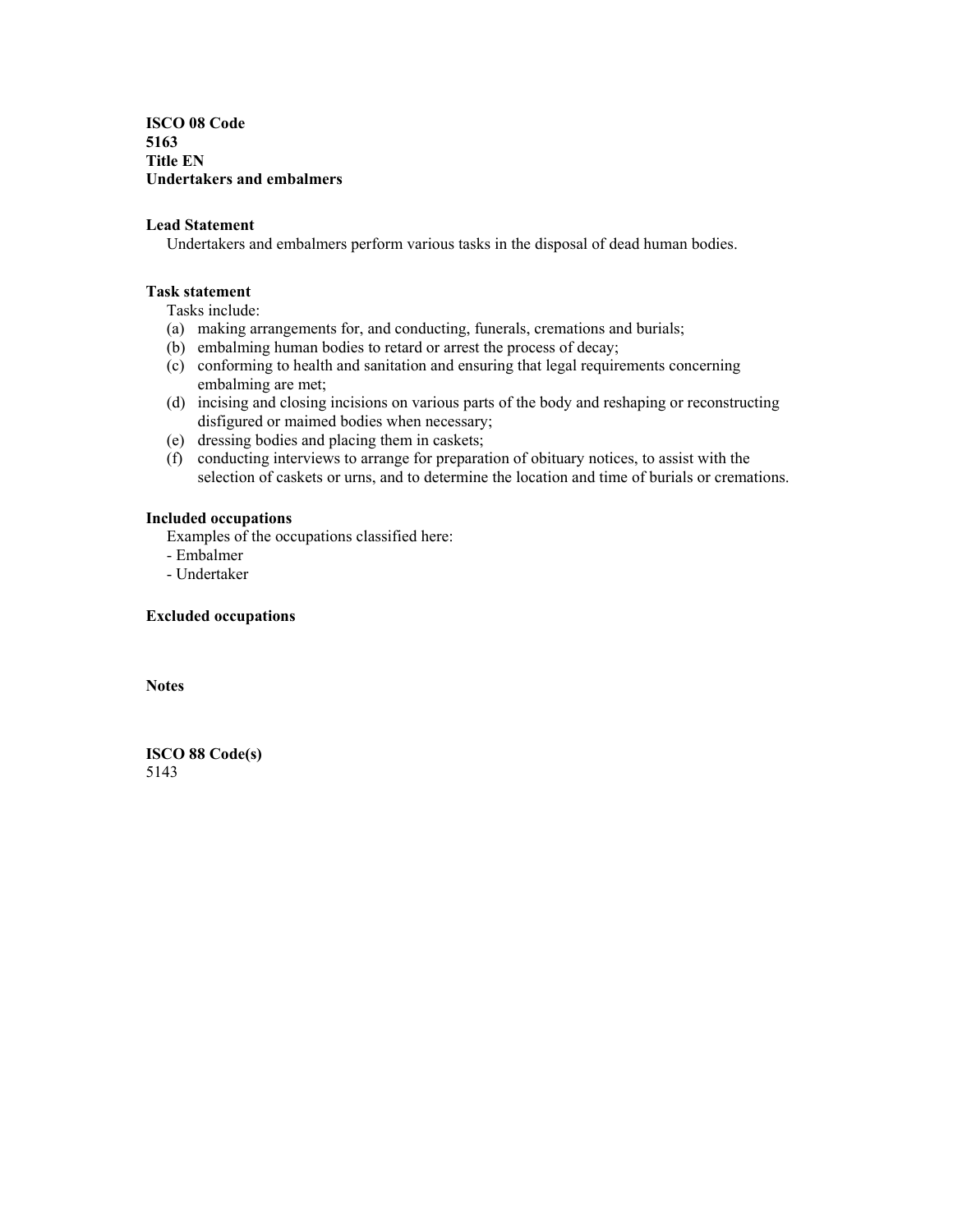**ISCO 08 Code**
**5163**
**Title EN**
**Undertakers and embalmers**

**Lead Statement**

Undertakers and embalmers perform various tasks in the disposal of dead human bodies.

**Task statement**

Tasks include:

(a) making arrangements for, and conducting, funerals, cremations and burials;
(b) embalming human bodies to retard or arrest the process of decay;
(c) conforming to health and sanitation and ensuring that legal requirements concerning embalming are met;
(d) incising and closing incisions on various parts of the body and reshaping or reconstructing disfigured or maimed bodies when necessary;
(e) dressing bodies and placing them in caskets;
(f) conducting interviews to arrange for preparation of obituary notices, to assist with the selection of caskets or urns, and to determine the location and time of burials or cremations.

**Included occupations**

Examples of the occupations classified here:

- Embalmer
- Undertaker

**Excluded occupations**

**Notes**

**ISCO 88 Code(s)**
5143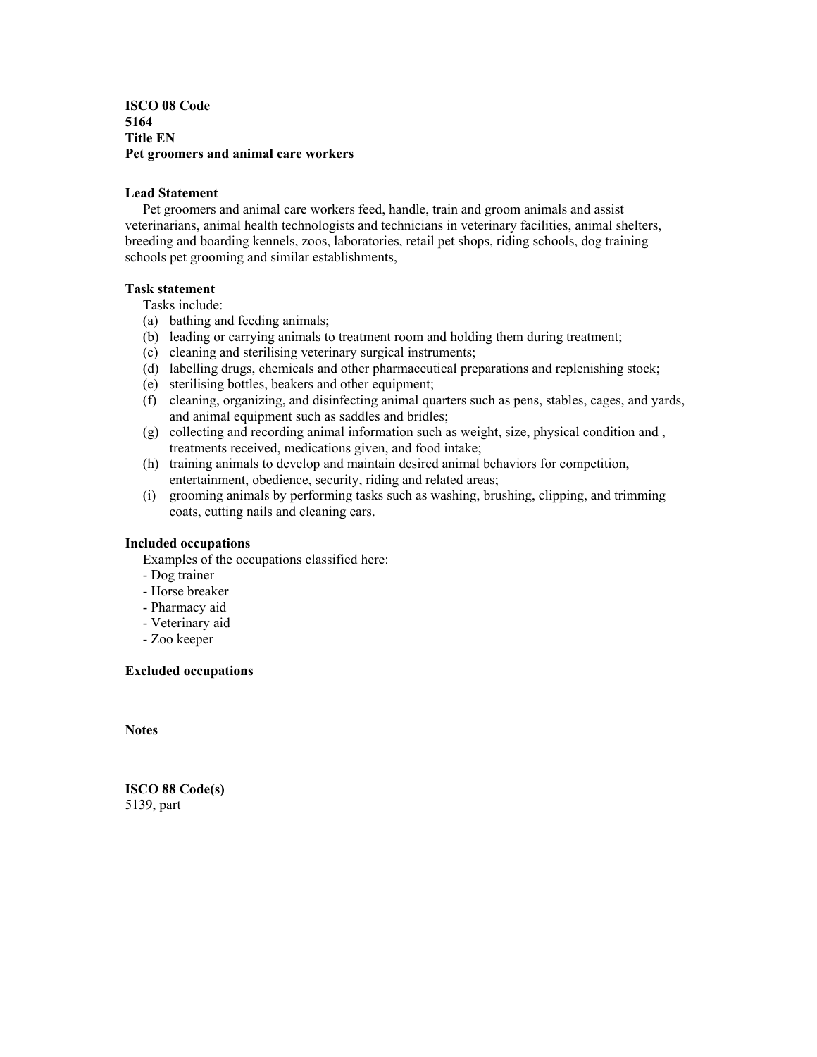**ISCO 08 Code**
**5164**
**Title EN**
**Pet groomers and animal care workers**

**Lead Statement**

Pet groomers and animal care workers feed, handle, train and groom animals and assist veterinarians, animal health technologists and technicians in veterinary facilities, animal shelters, breeding and boarding kennels, zoos, laboratories, retail pet shops, riding schools, dog training schools pet grooming and similar establishments,

**Task statement**

Tasks include:

(a) bathing and feeding animals;
(b) leading or carrying animals to treatment room and holding them during treatment;
(c) cleaning and sterilising veterinary surgical instruments;
(d) labelling drugs, chemicals and other pharmaceutical preparations and replenishing stock;
(e) sterilising bottles, beakers and other equipment;
(f) cleaning, organizing, and disinfecting animal quarters such as pens, stables, cages, and yards, and animal equipment such as saddles and bridles;
(g) collecting and recording animal information such as weight, size, physical condition and , treatments received, medications given, and food intake;
(h) training animals to develop and maintain desired animal behaviors for competition, entertainment, obedience, security, riding and related areas;
(i) grooming animals by performing tasks such as washing, brushing, clipping, and trimming coats, cutting nails and cleaning ears.

**Included occupations**

Examples of the occupations classified here:

- Dog trainer
- Horse breaker
- Pharmacy aid
- Veterinary aid
- Zoo keeper

**Excluded occupations**

**Notes**

**ISCO 88 Code(s)**
5139, part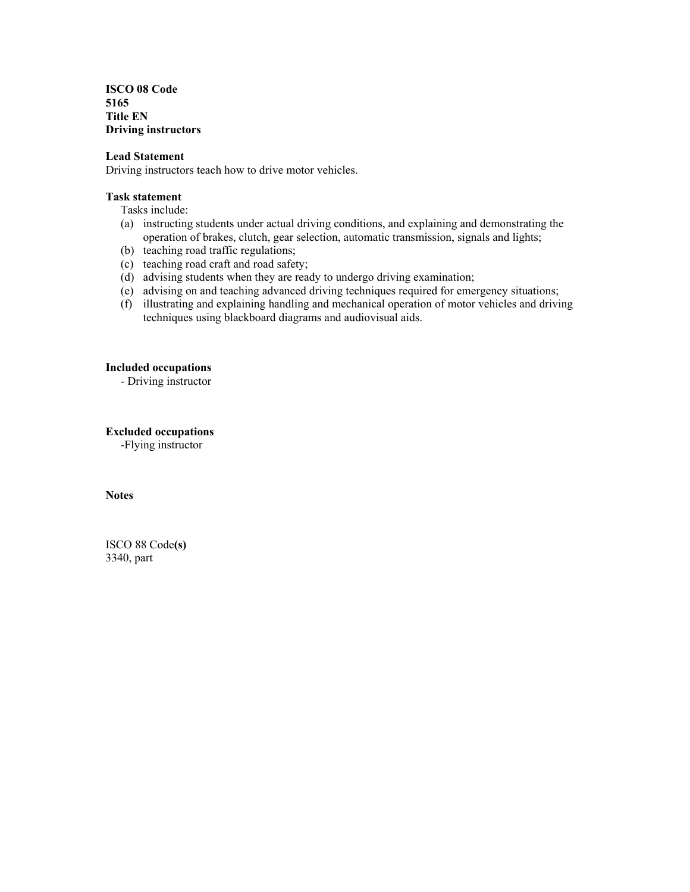**ISCO 08 Code**
**5165**
**Title EN**
**Driving instructors**

**Lead Statement**
Driving instructors teach how to drive motor vehicles.

**Task statement**

Tasks include:

- (a) instructing students under actual driving conditions, and explaining and demonstrating the operation of brakes, clutch, gear selection, automatic transmission, signals and lights;
- (b) teaching road traffic regulations;
- (c) teaching road craft and road safety;
- (d) advising students when they are ready to undergo driving examination;
- (e) advising on and teaching advanced driving techniques required for emergency situations;
- (f) illustrating and explaining handling and mechanical operation of motor vehicles and driving techniques using blackboard diagrams and audiovisual aids.

**Included occupations**

- Driving instructor

**Excluded occupations**

-Flying instructor

**Notes**

ISCO 88 Code**(s)**
3340, part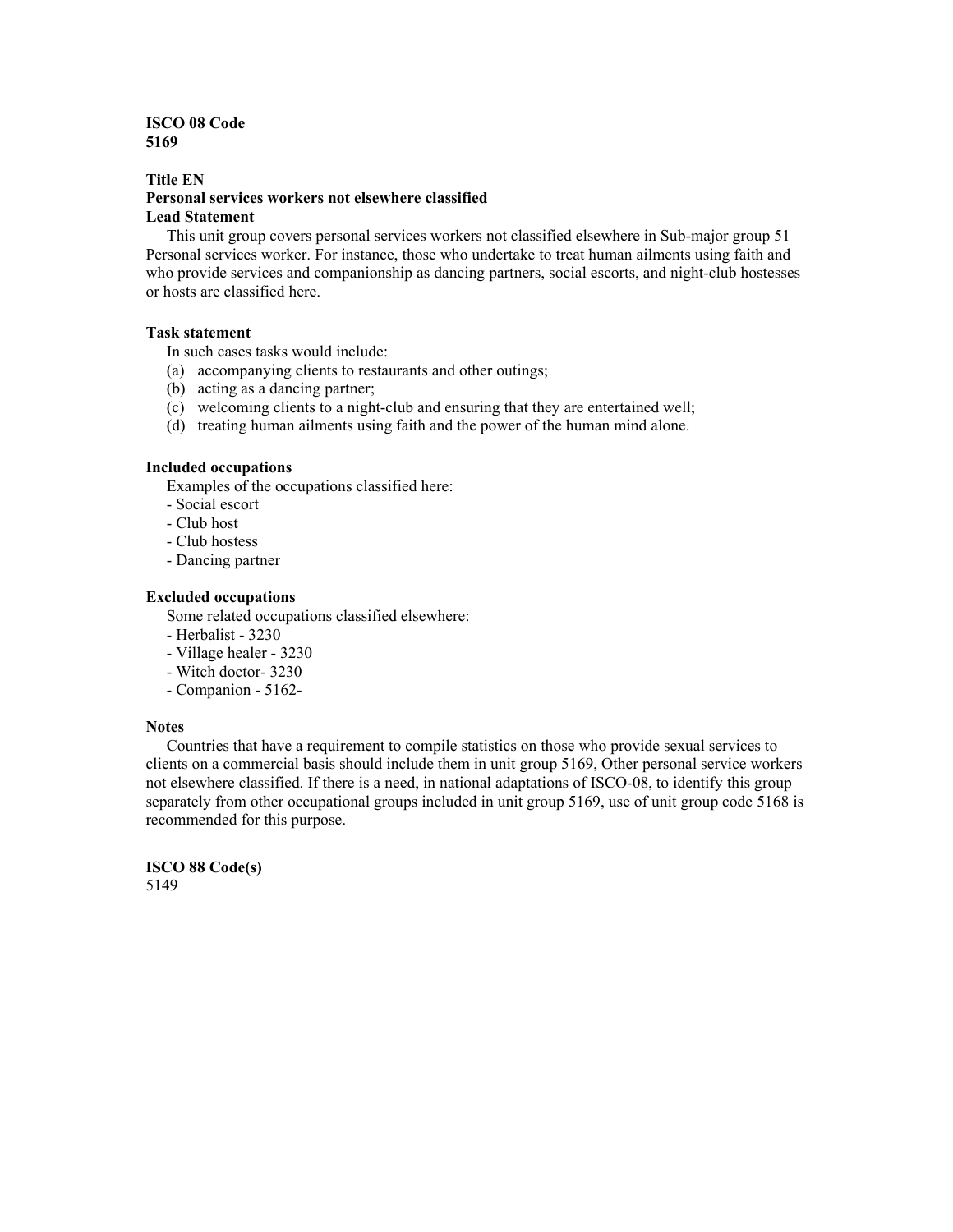**ISCO 08 Code**
**5169**

**Title EN**
**Personal services workers not elsewhere classified**
**Lead Statement**

This unit group covers personal services workers not classified elsewhere in Sub-major group 51 Personal services worker. For instance, those who undertake to treat human ailments using faith and who provide services and companionship as dancing partners, social escorts, and night-club hostesses or hosts are classified here.

**Task statement**

In such cases tasks would include:

(a) accompanying clients to restaurants and other outings;
(b) acting as a dancing partner;
(c) welcoming clients to a night-club and ensuring that they are entertained well;
(d) treating human ailments using faith and the power of the human mind alone.

**Included occupations**

Examples of the occupations classified here:

- Social escort
- Club host
- Club hostess
- Dancing partner

**Excluded occupations**

Some related occupations classified elsewhere:

- Herbalist - 3230
- Village healer - 3230
- Witch doctor- 3230
- Companion - 5162-

**Notes**

Countries that have a requirement to compile statistics on those who provide sexual services to clients on a commercial basis should include them in unit group 5169, Other personal service workers not elsewhere classified. If there is a need, in national adaptations of ISCO-08, to identify this group separately from other occupational groups included in unit group 5169, use of unit group code 5168 is recommended for this purpose.

**ISCO 88 Code(s)**
5149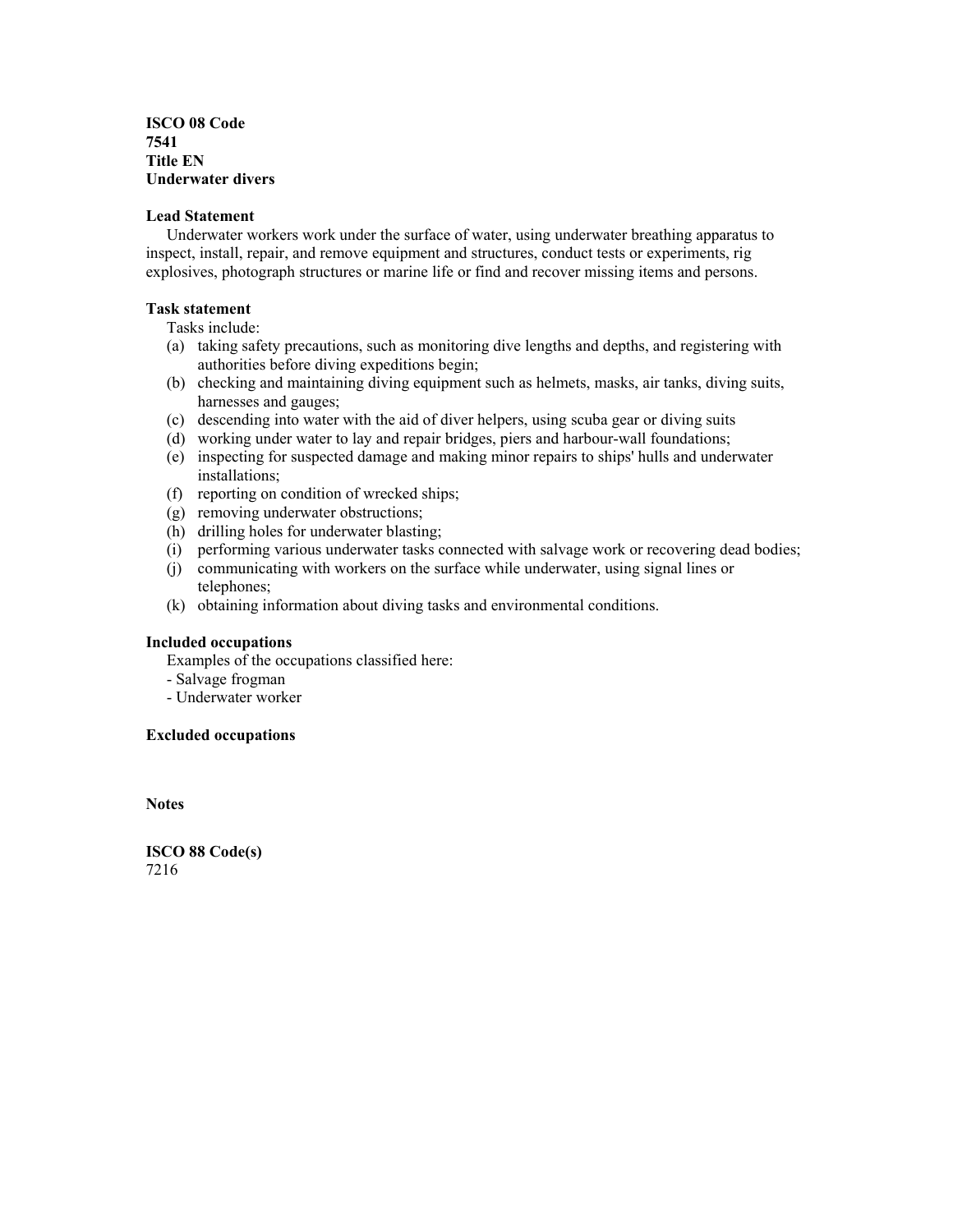**ISCO 08 Code**
**7541**
**Title EN**
**Underwater divers**

**Lead Statement**

Underwater workers work under the surface of water, using underwater breathing apparatus to inspect, install, repair, and remove equipment and structures, conduct tests or experiments, rig explosives, photograph structures or marine life or find and recover missing items and persons.

**Task statement**

Tasks include:

(a) taking safety precautions, such as monitoring dive lengths and depths, and registering with authorities before diving expeditions begin;
(b) checking and maintaining diving equipment such as helmets, masks, air tanks, diving suits, harnesses and gauges;
(c) descending into water with the aid of diver helpers, using scuba gear or diving suits
(d) working under water to lay and repair bridges, piers and harbour-wall foundations;
(e) inspecting for suspected damage and making minor repairs to ships' hulls and underwater installations;
(f) reporting on condition of wrecked ships;
(g) removing underwater obstructions;
(h) drilling holes for underwater blasting;
(i) performing various underwater tasks connected with salvage work or recovering dead bodies;
(j) communicating with workers on the surface while underwater, using signal lines or telephones;
(k) obtaining information about diving tasks and environmental conditions.

**Included occupations**

Examples of the occupations classified here:

- Salvage frogman
- Underwater worker

**Excluded occupations**

**Notes**

**ISCO 88 Code(s)**
7216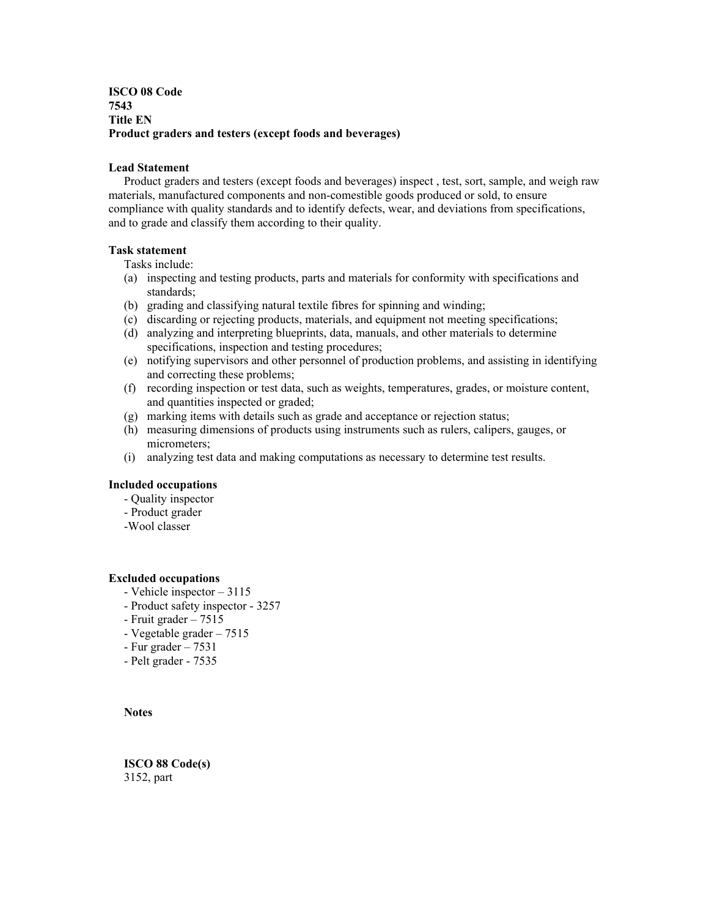**ISCO 08 Code**
**7543**
**Title EN**
**Product graders and testers (except foods and beverages)**

**Lead Statement**

Product graders and testers (except foods and beverages) inspect , test, sort, sample, and weigh raw materials, manufactured components and non-comestible goods produced or sold, to ensure compliance with quality standards and to identify defects, wear, and deviations from specifications, and to grade and classify them according to their quality.

**Task statement**

Tasks include:

(a) inspecting and testing products, parts and materials for conformity with specifications and standards;
(b) grading and classifying natural textile fibres for spinning and winding;
(c) discarding or rejecting products, materials, and equipment not meeting specifications;
(d) analyzing and interpreting blueprints, data, manuals, and other materials to determine specifications, inspection and testing procedures;
(e) notifying supervisors and other personnel of production problems, and assisting in identifying and correcting these problems;
(f) recording inspection or test data, such as weights, temperatures, grades, or moisture content, and quantities inspected or graded;
(g) marking items with details such as grade and acceptance or rejection status;
(h) measuring dimensions of products using instruments such as rulers, calipers, gauges, or micrometers;
(i) analyzing test data and making computations as necessary to determine test results.

**Included occupations**

- Quality inspector
- Product grader
- Wool classer

**Excluded occupations**

- Vehicle inspector – 3115
- Product safety inspector - 3257
- Fruit grader – 7515
- Vegetable grader – 7515
- Fur grader – 7531
- Pelt grader - 7535

**Notes**

**ISCO 88 Code(s)**
3152, part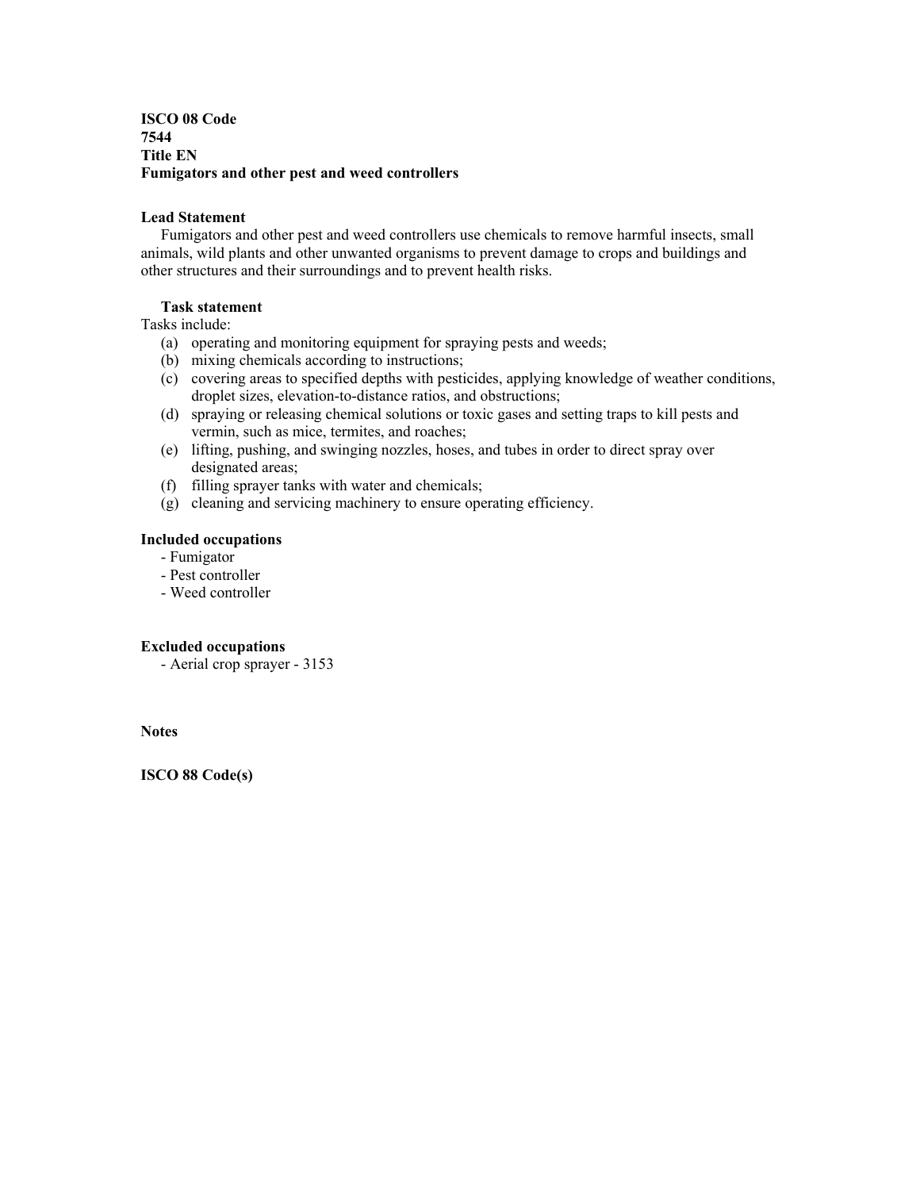**ISCO 08 Code**
**7544**
**Title EN**
**Fumigators and other pest and weed controllers**

**Lead Statement**

Fumigators and other pest and weed controllers use chemicals to remove harmful insects, small animals, wild plants and other unwanted organisms to prevent damage to crops and buildings and other structures and their surroundings and to prevent health risks.

**Task statement**

Tasks include:

(a) operating and monitoring equipment for spraying pests and weeds;
(b) mixing chemicals according to instructions;
(c) covering areas to specified depths with pesticides, applying knowledge of weather conditions, droplet sizes, elevation-to-distance ratios, and obstructions;
(d) spraying or releasing chemical solutions or toxic gases and setting traps to kill pests and vermin, such as mice, termites, and roaches;
(e) lifting, pushing, and swinging nozzles, hoses, and tubes in order to direct spray over designated areas;
(f) filling sprayer tanks with water and chemicals;
(g) cleaning and servicing machinery to ensure operating efficiency.

**Included occupations**

- Fumigator
- Pest controller
- Weed controller

**Excluded occupations**

- Aerial crop sprayer - 3153

**Notes**

**ISCO 88 Code(s)**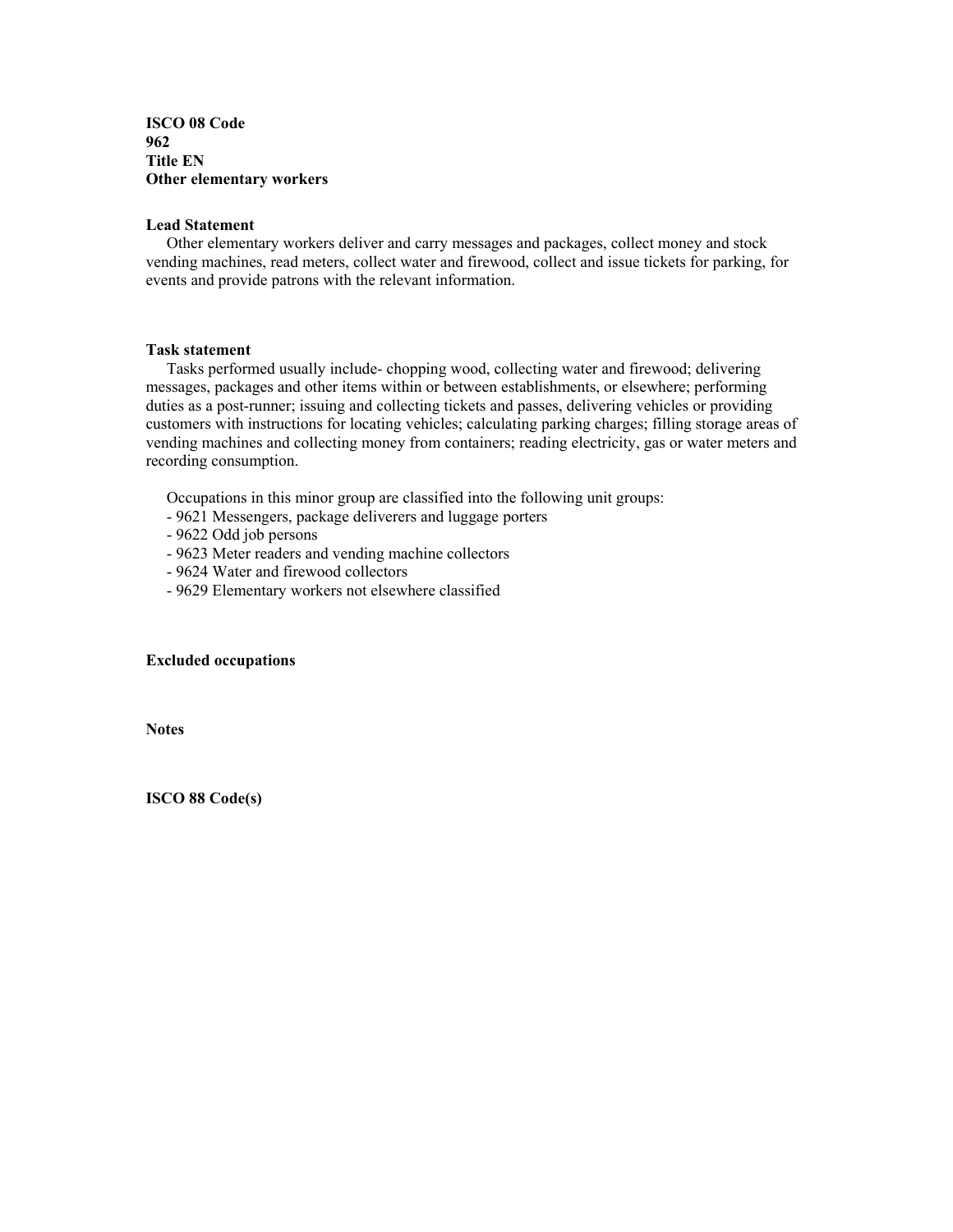**ISCO 08 Code**
**962**
**Title EN**
**Other elementary workers**

**Lead Statement**

Other elementary workers deliver and carry messages and packages, collect money and stock vending machines, read meters, collect water and firewood, collect and issue tickets for parking, for events and provide patrons with the relevant information.

**Task statement**

Tasks performed usually include- chopping wood, collecting water and firewood; delivering messages, packages and other items within or between establishments, or elsewhere; performing duties as a post-runner; issuing and collecting tickets and passes, delivering vehicles or providing customers with instructions for locating vehicles; calculating parking charges; filling storage areas of vending machines and collecting money from containers; reading electricity, gas or water meters and recording consumption.

Occupations in this minor group are classified into the following unit groups:

- 9621 Messengers, package deliverers and luggage porters
- 9622 Odd job persons
- 9623 Meter readers and vending machine collectors
- 9624 Water and firewood collectors
- 9629 Elementary workers not elsewhere classified

**Excluded occupations**

**Notes**

**ISCO 88 Code(s)**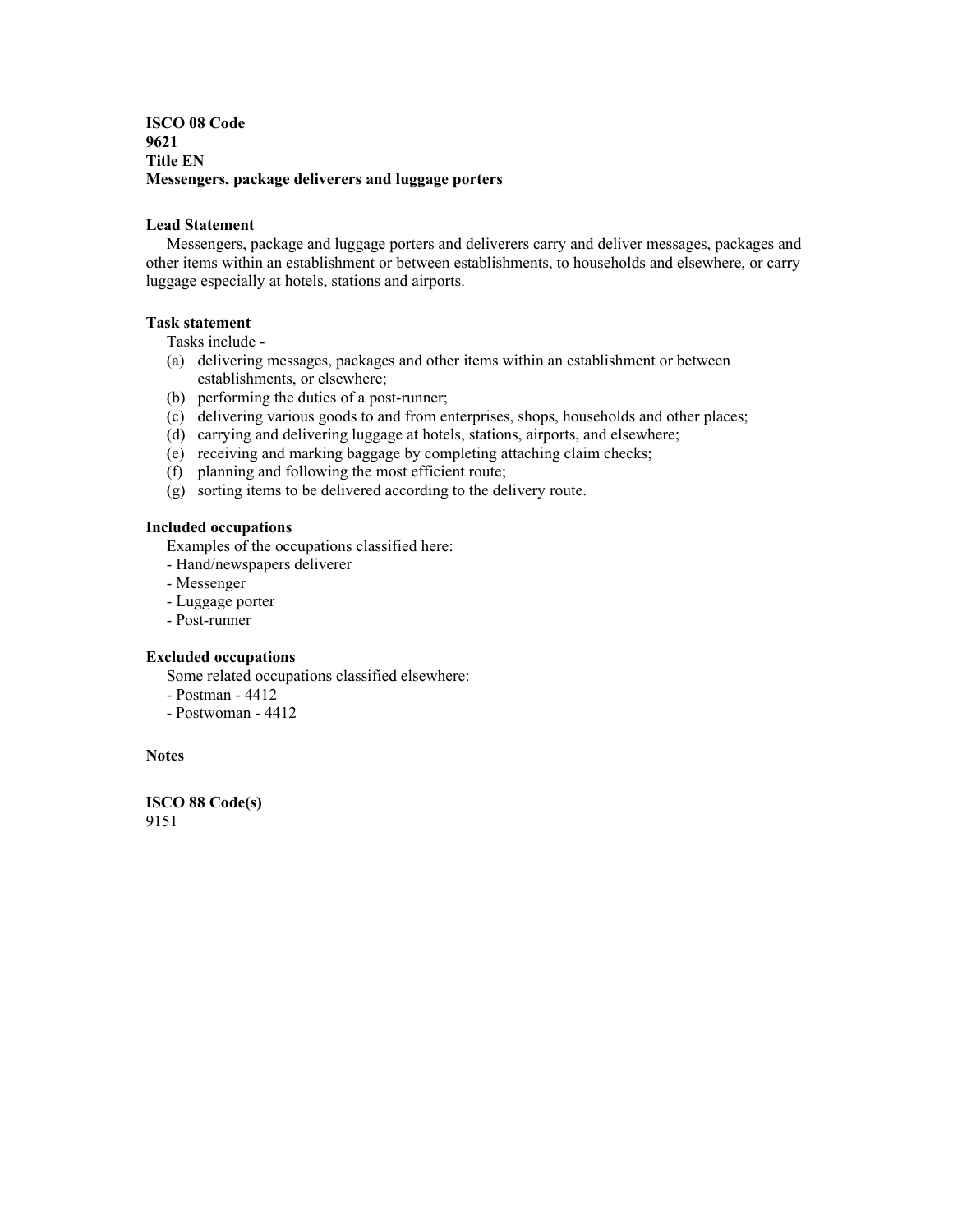**ISCO 08 Code**
**9621**
**Title EN**
**Messengers, package deliverers and luggage porters**

**Lead Statement**

Messengers, package and luggage porters and deliverers carry and deliver messages, packages and other items within an establishment or between establishments, to households and elsewhere, or carry luggage especially at hotels, stations and airports.

**Task statement**

Tasks include -

(a) delivering messages, packages and other items within an establishment or between establishments, or elsewhere;
(b) performing the duties of a post-runner;
(c) delivering various goods to and from enterprises, shops, households and other places;
(d) carrying and delivering luggage at hotels, stations, airports, and elsewhere;
(e) receiving and marking baggage by completing attaching claim checks;
(f) planning and following the most efficient route;
(g) sorting items to be delivered according to the delivery route.

**Included occupations**

Examples of the occupations classified here:

- Hand/newspapers deliverer
- Messenger
- Luggage porter
- Post-runner

**Excluded occupations**

Some related occupations classified elsewhere:

- Postman - 4412
- Postwoman - 4412

**Notes**

**ISCO 88 Code(s)**
9151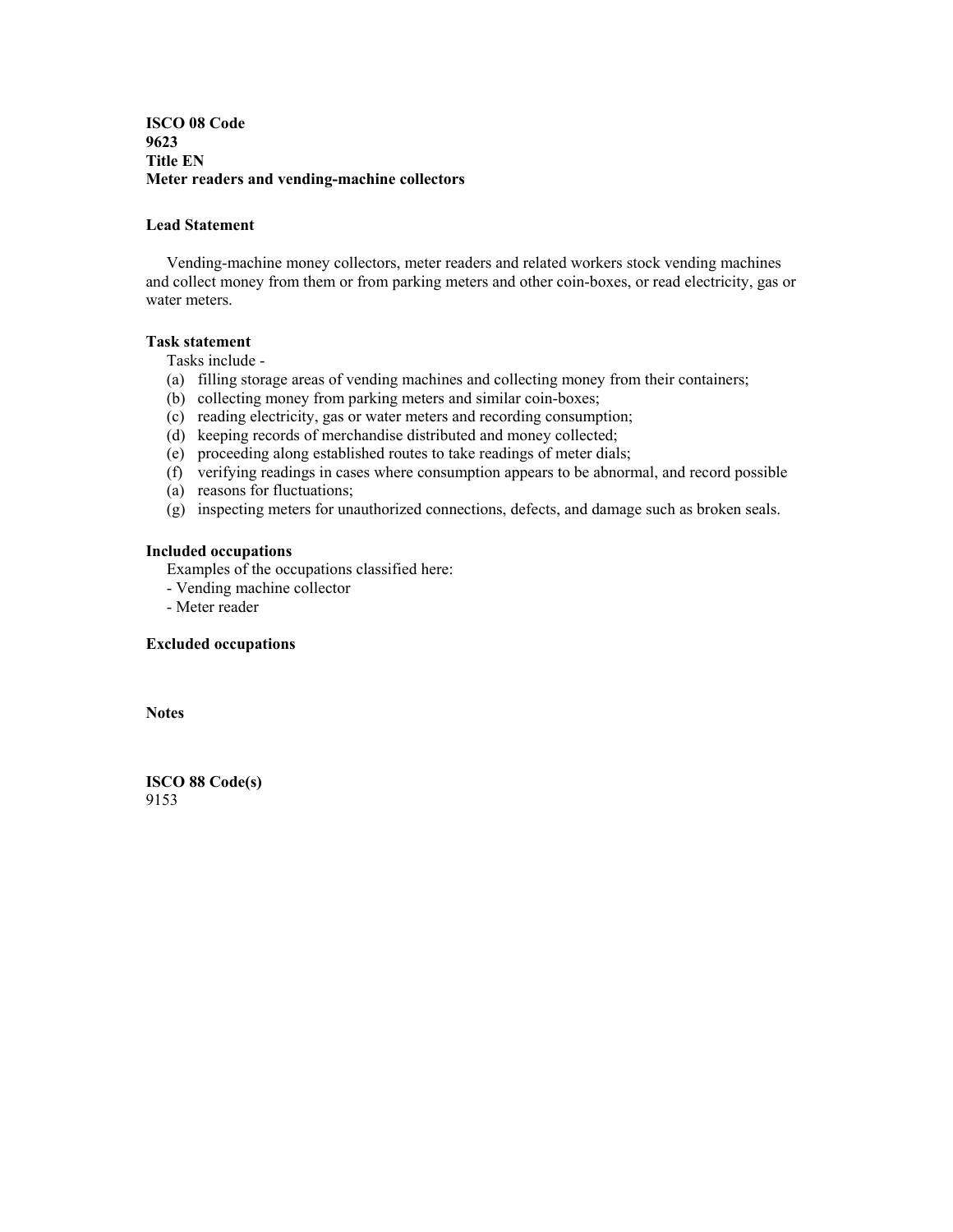**ISCO 08 Code**
**9623**
**Title EN**
**Meter readers and vending-machine collectors**

**Lead Statement**

Vending-machine money collectors, meter readers and related workers stock vending machines and collect money from them or from parking meters and other coin-boxes, or read electricity, gas or water meters.

**Task statement**

Tasks include -

(a) filling storage areas of vending machines and collecting money from their containers;
(b) collecting money from parking meters and similar coin-boxes;
(c) reading electricity, gas or water meters and recording consumption;
(d) keeping records of merchandise distributed and money collected;
(e) proceeding along established routes to take readings of meter dials;
(f) verifying readings in cases where consumption appears to be abnormal, and record possible
(a) reasons for fluctuations;
(g) inspecting meters for unauthorized connections, defects, and damage such as broken seals.

**Included occupations**

Examples of the occupations classified here:

- Vending machine collector
- Meter reader

**Excluded occupations**

**Notes**

**ISCO 88 Code(s)**
9153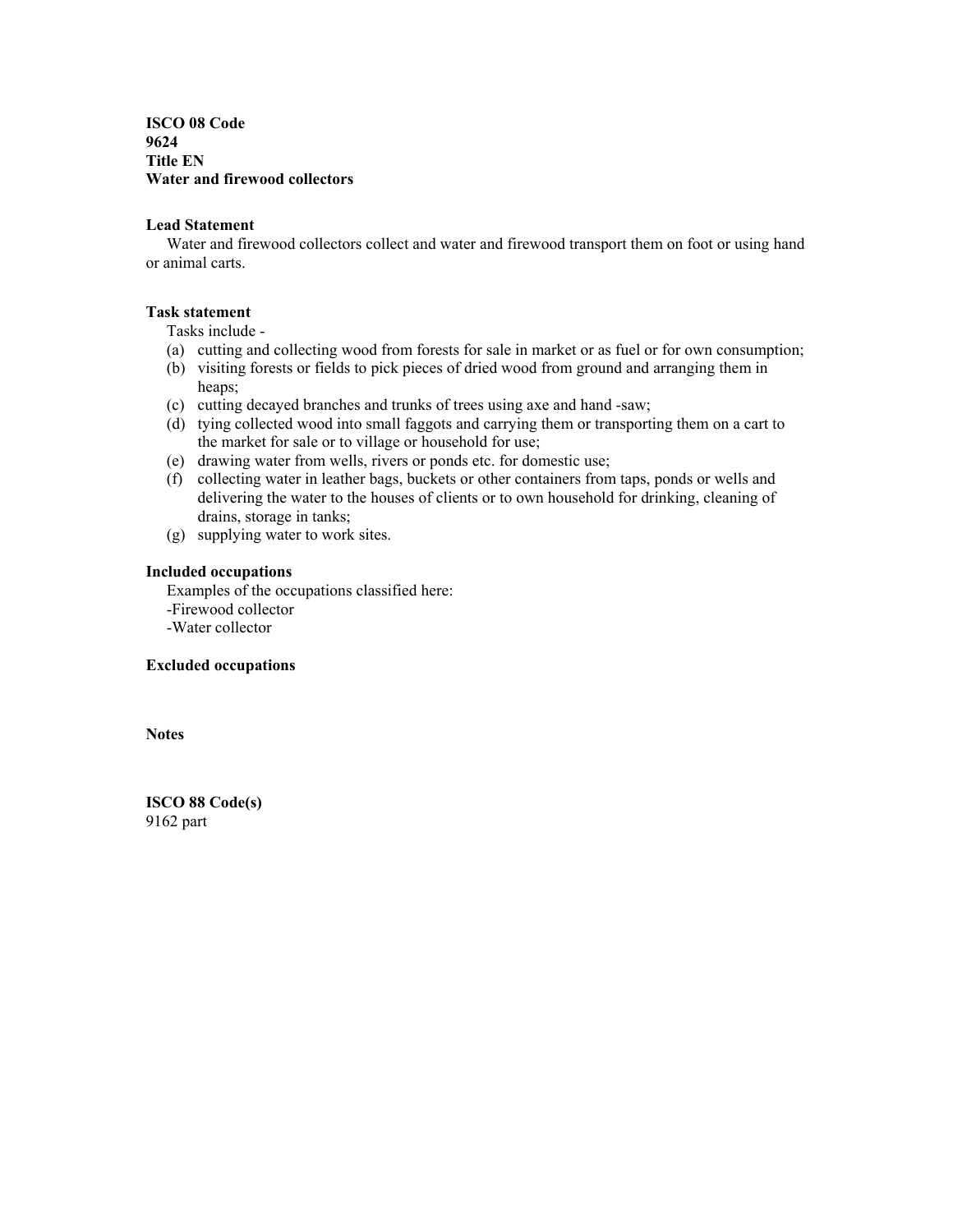**ISCO 08 Code**
**9624**
**Title EN**
**Water and firewood collectors**

**Lead Statement**

Water and firewood collectors collect and water and firewood transport them on foot or using hand or animal carts.

**Task statement**

Tasks include -

(a) cutting and collecting wood from forests for sale in market or as fuel or for own consumption;
(b) visiting forests or fields to pick pieces of dried wood from ground and arranging them in heaps;
(c) cutting decayed branches and trunks of trees using axe and hand -saw;
(d) tying collected wood into small faggots and carrying them or transporting them on a cart to the market for sale or to village or household for use;
(e) drawing water from wells, rivers or ponds etc. for domestic use;
(f) collecting water in leather bags, buckets or other containers from taps, ponds or wells and delivering the water to the houses of clients or to own household for drinking, cleaning of drains, storage in tanks;
(g) supplying water to work sites.

**Included occupations**

Examples of the occupations classified here:

-Firewood collector
-Water collector

**Excluded occupations**

**Notes**

**ISCO 88 Code(s)**
9162 part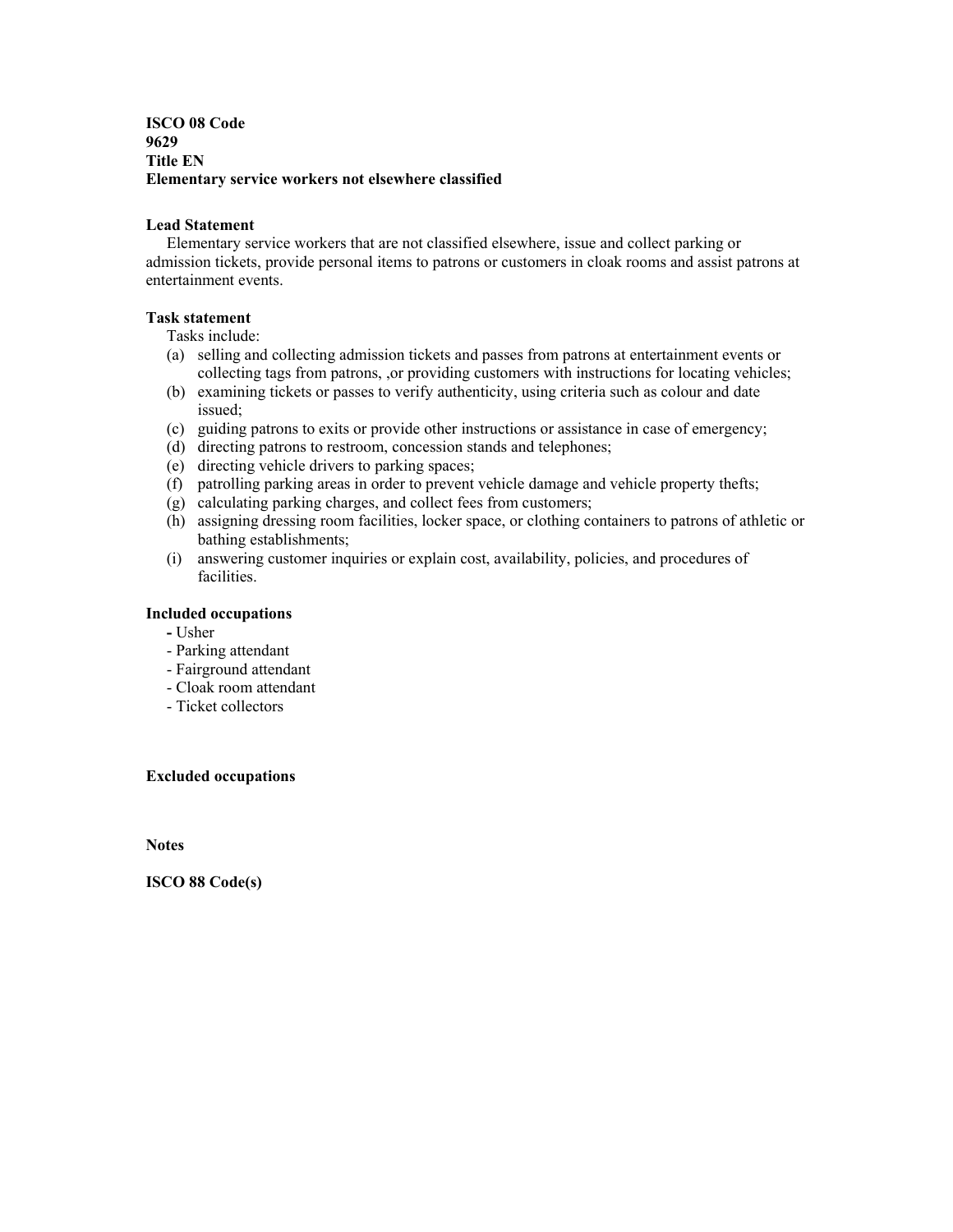**ISCO 08 Code**
**9629**
**Title EN**
**Elementary service workers not elsewhere classified**

**Lead Statement**

Elementary service workers that are not classified elsewhere, issue and collect parking or admission tickets, provide personal items to patrons or customers in cloak rooms and assist patrons at entertainment events.

**Task statement**

Tasks include:

(a) selling and collecting admission tickets and passes from patrons at entertainment events or collecting tags from patrons, ,or providing customers with instructions for locating vehicles;
(b) examining tickets or passes to verify authenticity, using criteria such as colour and date issued;
(c) guiding patrons to exits or provide other instructions or assistance in case of emergency;
(d) directing patrons to restroom, concession stands and telephones;
(e) directing vehicle drivers to parking spaces;
(f) patrolling parking areas in order to prevent vehicle damage and vehicle property thefts;
(g) calculating parking charges, and collect fees from customers;
(h) assigning dressing room facilities, locker space, or clothing containers to patrons of athletic or bathing establishments;
(i) answering customer inquiries or explain cost, availability, policies, and procedures of facilities.

**Included occupations**

- Usher
- Parking attendant
- Fairground attendant
- Cloak room attendant
- Ticket collectors

**Excluded occupations**

**Notes**

**ISCO 88 Code(s)**